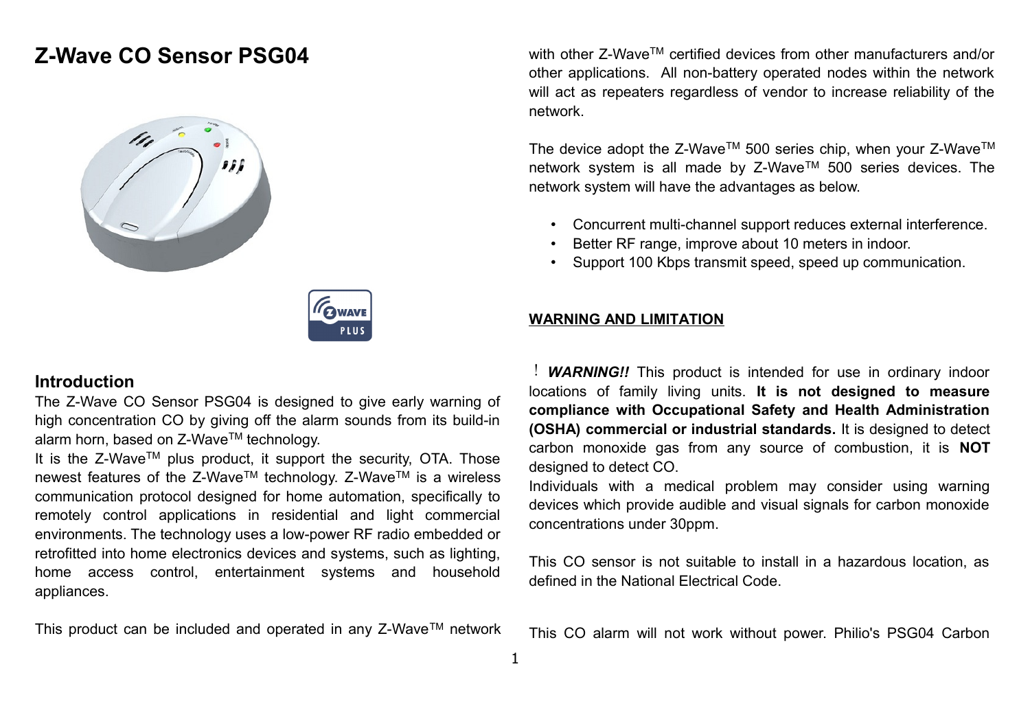# Z-Wave CO Sensor PSG04

## Introduction

The Z-Wave CO Sensor PSG04 is designed to give early warning of high concentration CO by giving off the alarm sounds from its build-in alarm horn, based on Z-Wave™ technology.

It is the Z-Wave™ plus product, it support the security, OTA. Those newest features of the Z-Wave™ technology. Z-Wave™ is a wireless communication protocol designed for home automation, specifically to remotely control applications in residential and light commercial environments. The technology uses a low-power RF radio embedded or retrofitted into home electronics devices and systems, such as lighting, home access control, entertainment systems and household appliances.

This product can be included and operated in any Z-Wave™ network with other Z-Wave™ certified devices from other manufacturers and/or other applications. All non-battery operated nodes within the network will act as repeaters regardless of vendor to increase reliability of the network.

The device adopt the Z-Wave™ 500 series chip, when your Z-Wave™ network system is all made by Z-Wave™ 500 series devices. The network system will have the advantages as below.

- Concurrent multi-channel support reduces external interference.
- Better RF range, improve about 10 meters in indoor.
- Support 100 Kbps transmit speed, speed up communication.

**WARNING AND LIMITATION**

! ***WARNING!!*** This product is intended for use in ordinary indoor locations of family living units. **It is not designed to measure compliance with Occupational Safety and Health Administration (OSHA) commercial or industrial standards.** It is designed to detect carbon monoxide gas from any source of combustion, it is **NOT** designed to detect CO.

Individuals with a medical problem may consider using warning devices which provide audible and visual signals for carbon monoxide concentrations under 30ppm.

This CO sensor is not suitable to install in a hazardous location, as defined in the National Electrical Code.

This CO alarm will not work without power. Philio's PSG04 Carbon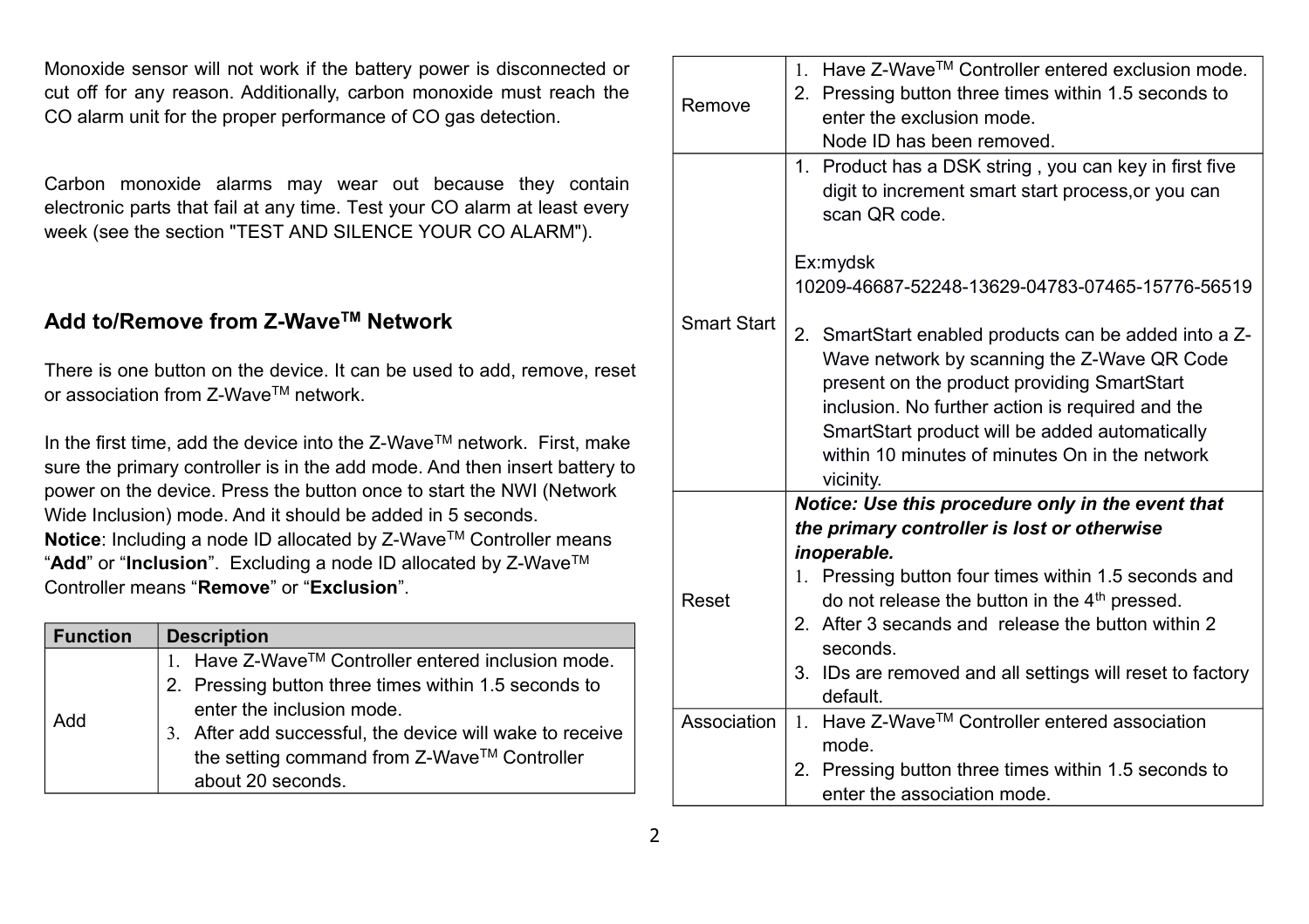Monoxide sensor will not work if the battery power is disconnected or cut off for any reason. Additionally, carbon monoxide must reach the CO alarm unit for the proper performance of CO gas detection.

Carbon monoxide alarms may wear out because they contain electronic parts that fail at any time. Test your CO alarm at least every week (see the section "TEST AND SILENCE YOUR CO ALARM").

## Add to/Remove from Z-Wave™ Network

There is one button on the device. It can be used to add, remove, reset or association from Z-Wave™ network.

In the first time, add the device into the Z-Wave™ network. First, make sure the primary controller is in the add mode. And then insert battery to power on the device. Press the button once to start the NWI (Network Wide Inclusion) mode. And it should be added in 5 seconds.

**Notice**: Including a node ID allocated by Z-Wave™ Controller means "**Add**" or "**Inclusion**". Excluding a node ID allocated by Z-Wave™ Controller means "**Remove**" or "**Exclusion**".

| Function | Description |
|---|---|
| Add | 1. Have Z-Wave™ Controller entered inclusion mode.<br>2. Pressing button three times within 1.5 seconds to enter the inclusion mode.<br>3. After add successful, the device will wake to receive the setting command from Z-Wave™ Controller about 20 seconds. |
| Remove | 1. Have Z-Wave™ Controller entered exclusion mode.<br>2. Pressing button three times within 1.5 seconds to enter the exclusion mode.<br>Node ID has been removed. |
| Smart Start | 1. Product has a DSK string , you can key in first five digit to increment smart start process,or you can scan QR code.<br><br>Ex:mydsk<br>10209-46687-52248-13629-04783-07465-15776-56519<br><br>2. SmartStart enabled products can be added into a Z-Wave network by scanning the Z-Wave QR Code present on the product providing SmartStart inclusion. No further action is required and the SmartStart product will be added automatically within 10 minutes of minutes On in the network vicinity. |
| Reset | ***Notice: Use this procedure only in the event that the primary controller is lost or otherwise inoperable.***<br>1. Pressing button four times within 1.5 seconds and do not release the button in the 4th pressed.<br>2. After 3 secands and release the button within 2 seconds.<br>3. IDs are removed and all settings will reset to factory default. |
| Association | 1. Have Z-Wave™ Controller entered association mode.<br>2. Pressing button three times within 1.5 seconds to enter the association mode. |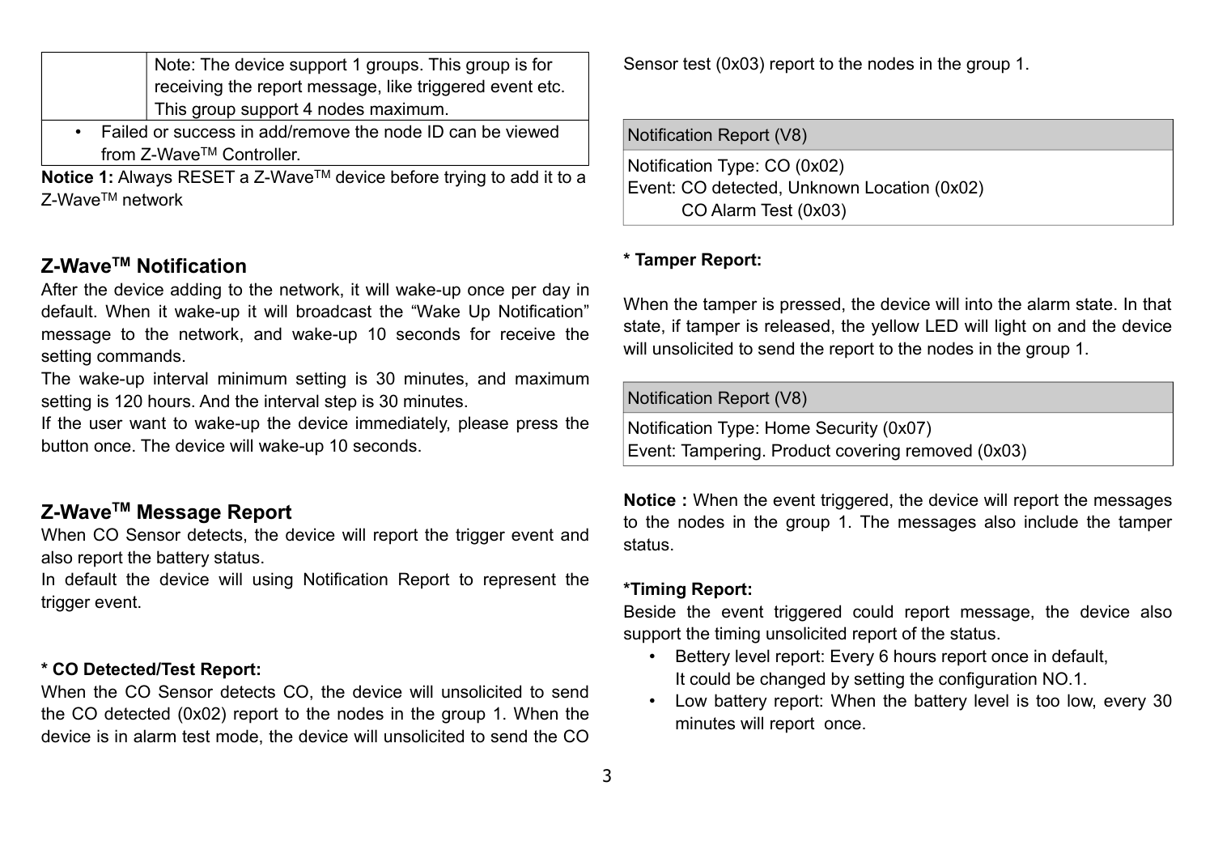| | Note: The device support 1 groups. This group is for receiving the report message, like triggered event etc. This group support 4 nodes maximum. |
|---|---|
| • Failed or success in add/remove the node ID can be viewed from Z-Wave™ Controller. | |

**Notice 1:** Always RESET a Z-Wave™ device before trying to add it to a Z-Wave™ network

## Z-Wave™ Notification

After the device adding to the network, it will wake-up once per day in default. When it wake-up it will broadcast the "Wake Up Notification" message to the network, and wake-up 10 seconds for receive the setting commands.

The wake-up interval minimum setting is 30 minutes, and maximum setting is 120 hours. And the interval step is 30 minutes.

If the user want to wake-up the device immediately, please press the button once. The device will wake-up 10 seconds.

## Z-Wave™ Message Report

When CO Sensor detects, the device will report the trigger event and also report the battery status.

In default the device will using Notification Report to represent the trigger event.

**\* CO Detected/Test Report:**

When the CO Sensor detects CO, the device will unsolicited to send the CO detected (0x02) report to the nodes in the group 1. When the device is in alarm test mode, the device will unsolicited to send the CO Sensor test (0x03) report to the nodes in the group 1.

| Notification Report (V8) |
|---|
| Notification Type: CO (0x02)<br>Event: CO detected, Unknown Location (0x02)<br>CO Alarm Test (0x03) |

**\* Tamper Report:**

When the tamper is pressed, the device will into the alarm state. In that state, if tamper is released, the yellow LED will light on and the device will unsolicited to send the report to the nodes in the group 1.

| Notification Report (V8) |
|---|
| Notification Type: Home Security (0x07)<br>Event: Tampering. Product covering removed (0x03) |

**Notice :** When the event triggered, the device will report the messages to the nodes in the group 1. The messages also include the tamper status.

**\*Timing Report:**

Beside the event triggered could report message, the device also support the timing unsolicited report of the status.

- Bettery level report: Every 6 hours report once in default,
  It could be changed by setting the configuration NO.1.
- Low battery report: When the battery level is too low, every 30 minutes will report once.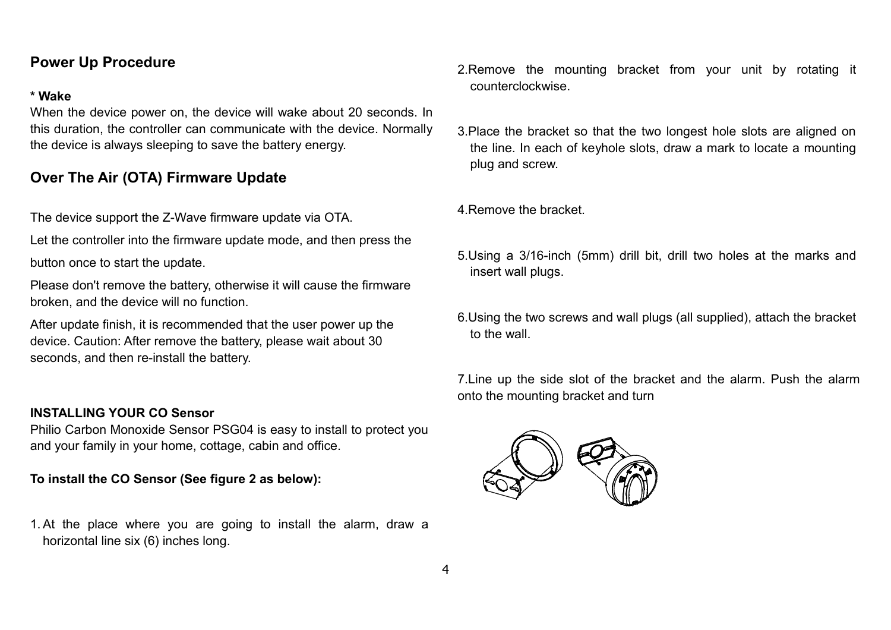## Power Up Procedure

**\* Wake**

When the device power on, the device will wake about 20 seconds. In this duration, the controller can communicate with the device. Normally the device is always sleeping to save the battery energy.

## Over The Air (OTA) Firmware Update

The device support the Z-Wave firmware update via OTA.

Let the controller into the firmware update mode, and then press the button once to start the update.

Please don't remove the battery, otherwise it will cause the firmware broken, and the device will no function.

After update finish, it is recommended that the user power up the device. Caution: After remove the battery, please wait about 30 seconds, and then re-install the battery.

**INSTALLING YOUR CO Sensor**

Philio Carbon Monoxide Sensor PSG04 is easy to install to protect you and your family in your home, cottage, cabin and office.

**To install the CO Sensor (See figure 2 as below):**

1. At the place where you are going to install the alarm, draw a horizontal line six (6) inches long.

2. Remove the mounting bracket from your unit by rotating it counterclockwise.

3. Place the bracket so that the two longest hole slots are aligned on the line. In each of keyhole slots, draw a mark to locate a mounting plug and screw.

4. Remove the bracket.

5. Using a 3/16-inch (5mm) drill bit, drill two holes at the marks and insert wall plugs.

6. Using the two screws and wall plugs (all supplied), attach the bracket to the wall.

7. Line up the side slot of the bracket and the alarm. Push the alarm onto the mounting bracket and turn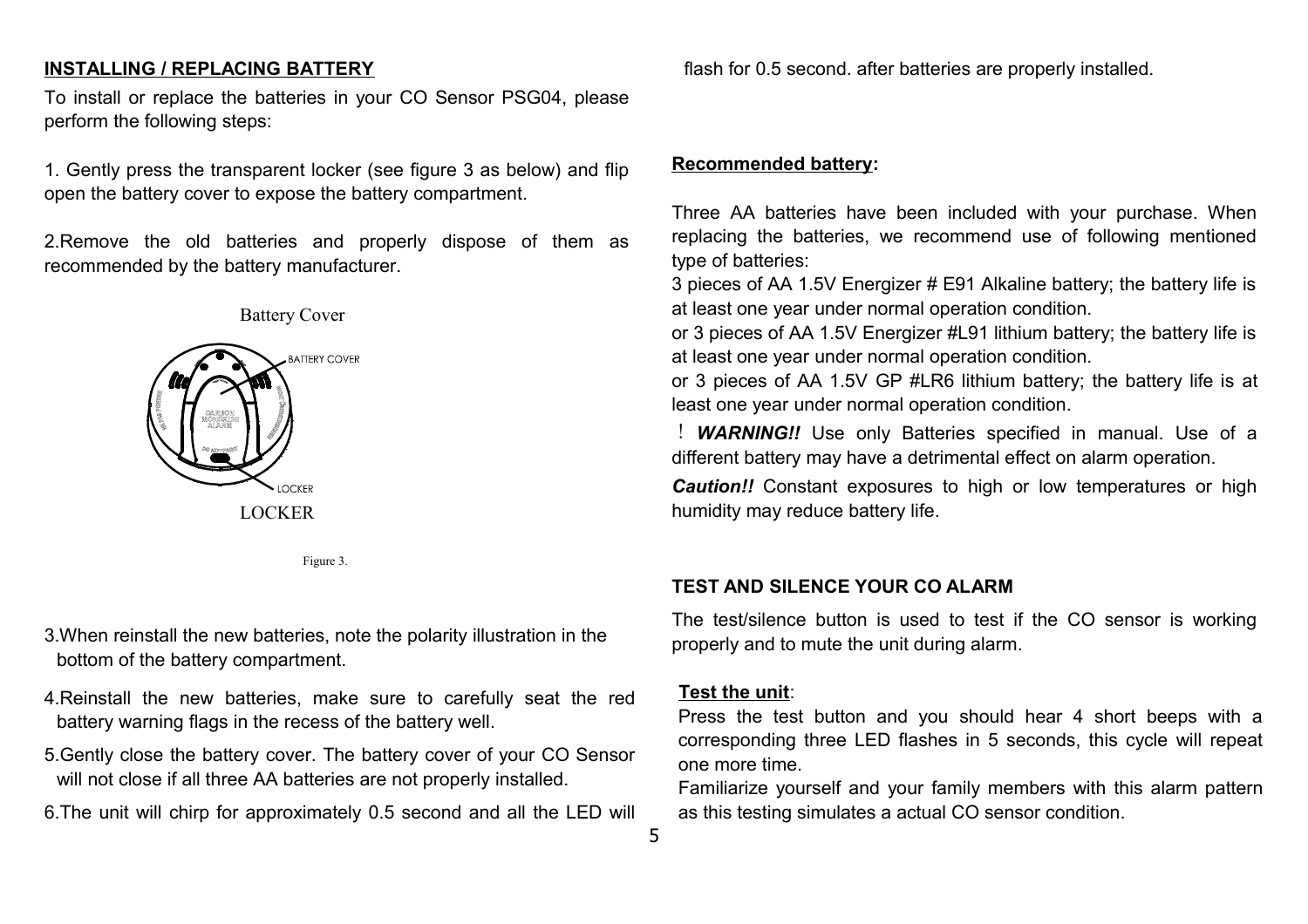## INSTALLING / REPLACING BATTERY

To install or replace the batteries in your CO Sensor PSG04, please perform the following steps:

1. Gently press the transparent locker (see figure 3 as below) and flip open the battery cover to expose the battery compartment.

2.Remove the old batteries and properly dispose of them as recommended by the battery manufacturer.

Battery Cover

LOCKER

Figure 3.

3.When reinstall the new batteries, note the polarity illustration in the bottom of the battery compartment.

4.Reinstall the new batteries, make sure to carefully seat the red battery warning flags in the recess of the battery well.

5.Gently close the battery cover. The battery cover of your CO Sensor will not close if all three AA batteries are not properly installed.

6.The unit will chirp for approximately 0.5 second and all the LED will flash for 0.5 second. after batteries are properly installed.

**Recommended battery:**

Three AA batteries have been included with your purchase. When replacing the batteries, we recommend use of following mentioned type of batteries:

3 pieces of AA 1.5V Energizer # E91 Alkaline battery; the battery life is at least one year under normal operation condition.

or 3 pieces of AA 1.5V Energizer #L91 lithium battery; the battery life is at least one year under normal operation condition.

or 3 pieces of AA 1.5V GP #LR6 lithium battery; the battery life is at least one year under normal operation condition.

！ ***WARNING!!*** Use only Batteries specified in manual. Use of a different battery may have a detrimental effect on alarm operation.

***Caution!!*** Constant exposures to high or low temperatures or high humidity may reduce battery life.

## TEST AND SILENCE YOUR CO ALARM

The test/silence button is used to test if the CO sensor is working properly and to mute the unit during alarm.

**Test the unit**:

Press the test button and you should hear 4 short beeps with a corresponding three LED flashes in 5 seconds, this cycle will repeat one more time.

Familiarize yourself and your family members with this alarm pattern as this testing simulates a actual CO sensor condition.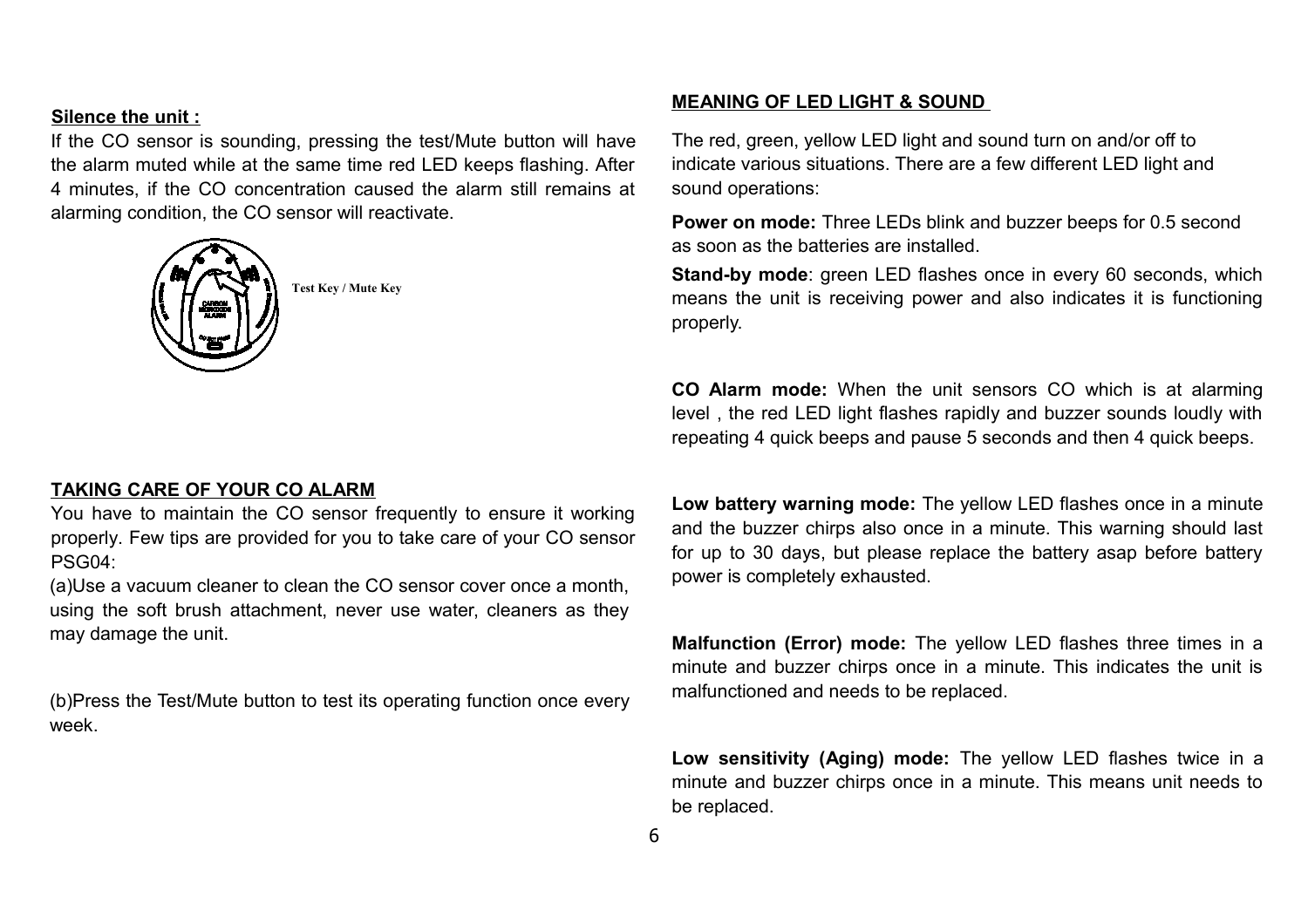**Silence the unit :**

If the CO sensor is sounding, pressing the test/Mute button will have the alarm muted while at the same time red LED keeps flashing. After 4 minutes, if the CO concentration caused the alarm still remains at alarming condition, the CO sensor will reactivate.

Test Key / Mute Key

**TAKING CARE OF YOUR CO ALARM**

You have to maintain the CO sensor frequently to ensure it working properly. Few tips are provided for you to take care of your CO sensor PSG04:

(a)Use a vacuum cleaner to clean the CO sensor cover once a month, using the soft brush attachment, never use water, cleaners as they may damage the unit.

(b)Press the Test/Mute button to test its operating function once every week.

**MEANING OF LED LIGHT & SOUND**

The red, green, yellow LED light and sound turn on and/or off to indicate various situations. There are a few different LED light and sound operations:

**Power on mode:** Three LEDs blink and buzzer beeps for 0.5 second as soon as the batteries are installed.

**Stand-by mode**: green LED flashes once in every 60 seconds, which means the unit is receiving power and also indicates it is functioning properly.

**CO Alarm mode:** When the unit sensors CO which is at alarming level , the red LED light flashes rapidly and buzzer sounds loudly with repeating 4 quick beeps and pause 5 seconds and then 4 quick beeps.

**Low battery warning mode:** The yellow LED flashes once in a minute and the buzzer chirps also once in a minute. This warning should last for up to 30 days, but please replace the battery asap before battery power is completely exhausted.

**Malfunction (Error) mode:** The yellow LED flashes three times in a minute and buzzer chirps once in a minute. This indicates the unit is malfunctioned and needs to be replaced.

**Low sensitivity (Aging) mode:** The yellow LED flashes twice in a minute and buzzer chirps once in a minute. This means unit needs to be replaced.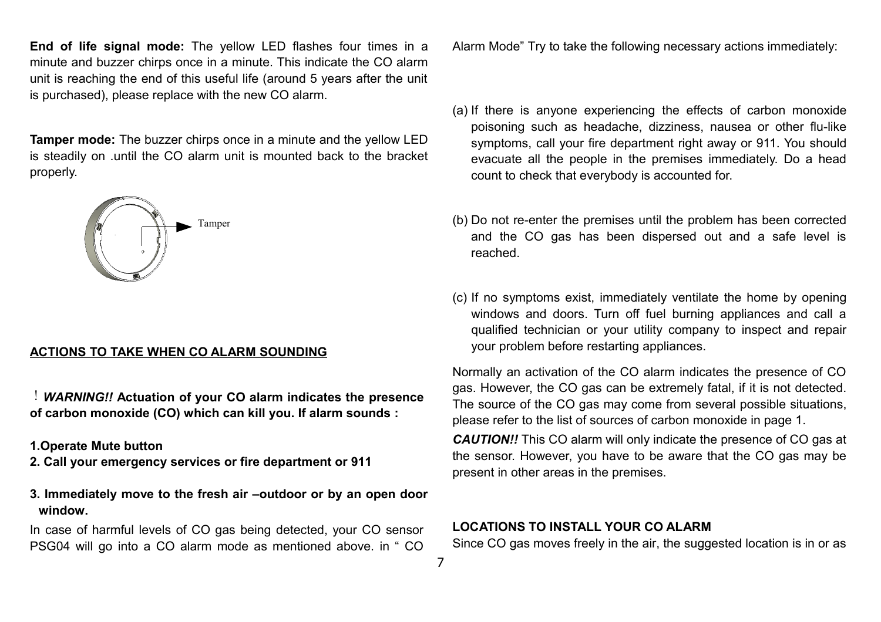**End of life signal mode:** The yellow LED flashes four times in a minute and buzzer chirps once in a minute. This indicate the CO alarm unit is reaching the end of this useful life (around 5 years after the unit is purchased), please replace with the new CO alarm.

**Tamper mode:** The buzzer chirps once in a minute and the yellow LED is steadily on .until the CO alarm unit is mounted back to the bracket properly.

Tamper

**ACTIONS TO TAKE WHEN CO ALARM SOUNDING**

! ***WARNING!!*** **Actuation of your CO alarm indicates the presence of carbon monoxide (CO) which can kill you. If alarm sounds :**

**1.Operate Mute button**

**2. Call your emergency services or fire department or 911**

**3. Immediately move to the fresh air –outdoor or by an open door window.**

In case of harmful levels of CO gas being detected, your CO sensor PSG04 will go into a CO alarm mode as mentioned above. in " CO Alarm Mode" Try to take the following necessary actions immediately:

(a) If there is anyone experiencing the effects of carbon monoxide poisoning such as headache, dizziness, nausea or other flu-like symptoms, call your fire department right away or 911. You should evacuate all the people in the premises immediately. Do a head count to check that everybody is accounted for.

(b) Do not re-enter the premises until the problem has been corrected and the CO gas has been dispersed out and a safe level is reached.

(c) If no symptoms exist, immediately ventilate the home by opening windows and doors. Turn off fuel burning appliances and call a qualified technician or your utility company to inspect and repair your problem before restarting appliances.

Normally an activation of the CO alarm indicates the presence of CO gas. However, the CO gas can be extremely fatal, if it is not detected. The source of the CO gas may come from several possible situations, please refer to the list of sources of carbon monoxide in page 1.

***CAUTION!!*** This CO alarm will only indicate the presence of CO gas at the sensor. However, you have to be aware that the CO gas may be present in other areas in the premises.

**LOCATIONS TO INSTALL YOUR CO ALARM**

Since CO gas moves freely in the air, the suggested location is in or as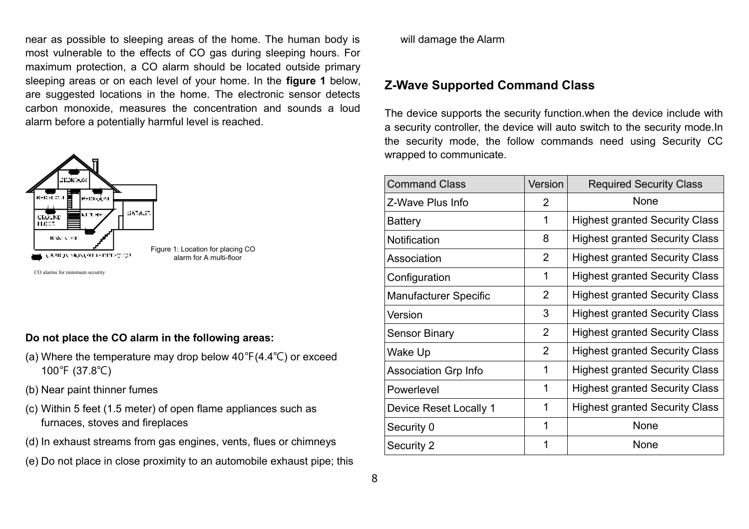near as possible to sleeping areas of the home. The human body is most vulnerable to the effects of CO gas during sleeping hours. For maximum protection, a CO alarm should be located outside primary sleeping areas or on each level of your home. In the **figure 1** below, are suggested locations in the home. The electronic sensor detects carbon monoxide, measures the concentration and sounds a loud alarm before a potentially harmful level is reached.

Figure 1: Location for placing CO alarm for A multi-floor

CO alarms for minimum security

**Do not place the CO alarm in the following areas:**

(a) Where the temperature may drop below 40℉(4.4℃) or exceed 100℉ (37.8℃)

(b) Near paint thinner fumes

(c) Within 5 feet (1.5 meter) of open flame appliances such as furnaces, stoves and fireplaces

(d) In exhaust streams from gas engines, vents, flues or chimneys

(e) Do not place in close proximity to an automobile exhaust pipe; this will damage the Alarm

## Z-Wave Supported Command Class

The device supports the security function.when the device include with a security controller, the device will auto switch to the security mode.In the security mode, the follow commands need using Security CC wrapped to communicate.

| Command Class | Version | Required Security Class |
|---|---|---|
| Z-Wave Plus Info | 2 | None |
| Battery | 1 | Highest granted Security Class |
| Notification | 8 | Highest granted Security Class |
| Association | 2 | Highest granted Security Class |
| Configuration | 1 | Highest granted Security Class |
| Manufacturer Specific | 2 | Highest granted Security Class |
| Version | 3 | Highest granted Security Class |
| Sensor Binary | 2 | Highest granted Security Class |
| Wake Up | 2 | Highest granted Security Class |
| Association Grp Info | 1 | Highest granted Security Class |
| Powerlevel | 1 | Highest granted Security Class |
| Device Reset Locally 1 | 1 | Highest granted Security Class |
| Security 0 | 1 | None |
| Security 2 | 1 | None |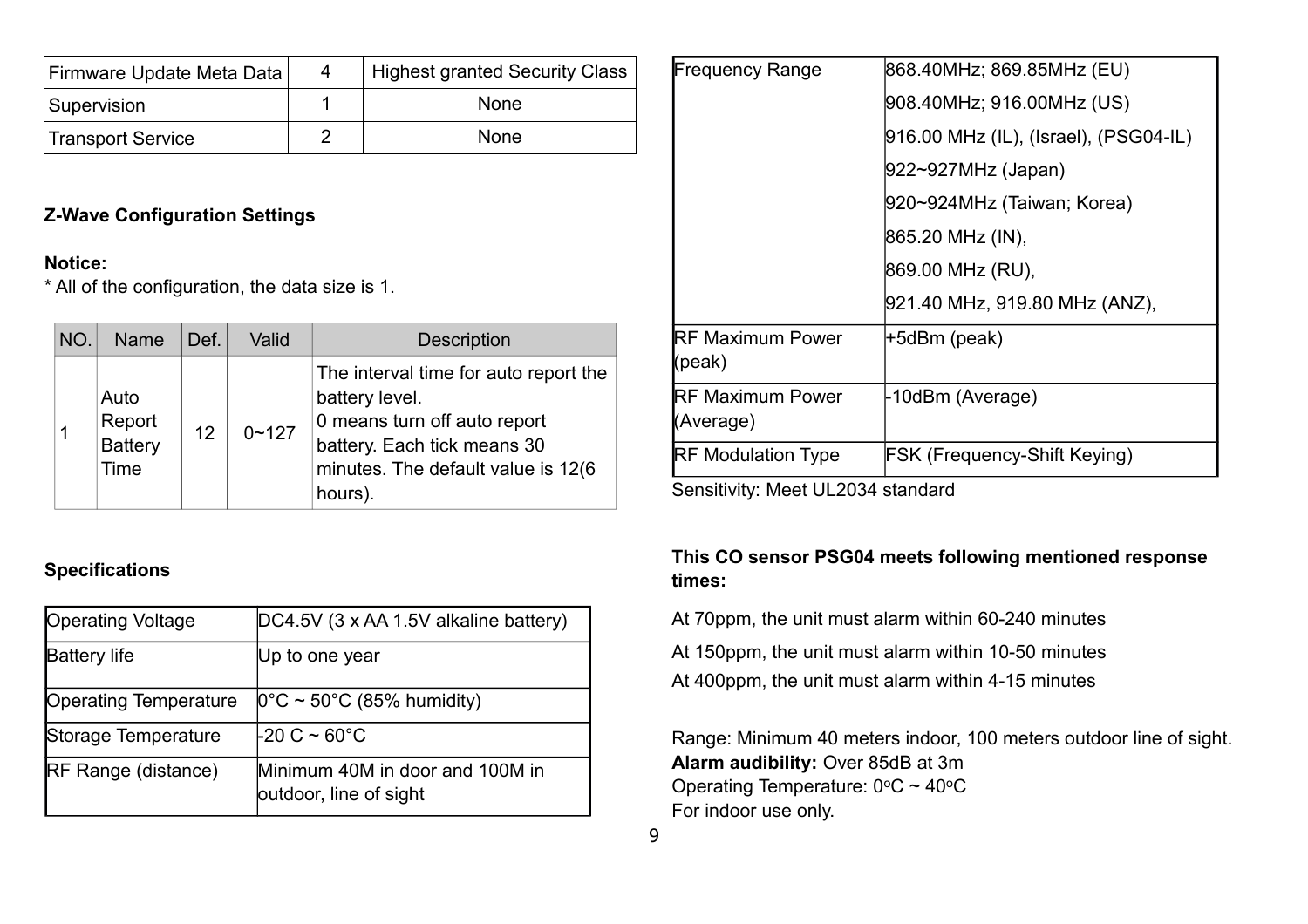| Firmware Update Meta Data | 4 | Highest granted Security Class |
|---|---|---|
| Supervision | 1 | None |
| Transport Service | 2 | None |

**Z-Wave Configuration Settings**

**Notice:**
* All of the configuration, the data size is 1.

| NO. | Name | Def. | Valid | Description |
|---|---|---|---|---|
| 1 | Auto Report Battery Time | 12 | 0~127 | The interval time for auto report the battery level. 0 means turn off auto report battery. Each tick means 30 minutes. The default value is 12(6 hours). |

**Specifications**

| Operating Voltage | DC4.5V (3 x AA 1.5V alkaline battery) |
|---|---|
| Battery life | Up to one year |
| Operating Temperature | 0°C ~ 50°C (85% humidity) |
| Storage Temperature | -20 C ~ 60°C |
| RF Range (distance) | Minimum 40M in door and 100M in outdoor, line of sight |
| Frequency Range | 868.40MHz; 869.85MHz (EU)<br>908.40MHz; 916.00MHz (US)<br>916.00 MHz (IL), (Israel), (PSG04-IL)<br>922~927MHz (Japan)<br>920~924MHz (Taiwan; Korea)<br>865.20 MHz (IN),<br>869.00 MHz (RU),<br>921.40 MHz, 919.80 MHz (ANZ), |
| RF Maximum Power (peak) | +5dBm (peak) |
| RF Maximum Power (Average) | -10dBm (Average) |
| RF Modulation Type | FSK (Frequency-Shift Keying) |

Sensitivity: Meet UL2034 standard

**This CO sensor PSG04 meets following mentioned response times:**

At 70ppm, the unit must alarm within 60-240 minutes

At 150ppm, the unit must alarm within 10-50 minutes

At 400ppm, the unit must alarm within 4-15 minutes

Range: Minimum 40 meters indoor, 100 meters outdoor line of sight.
**Alarm audibility:** Over 85dB at 3m
Operating Temperature: 0°C ~ 40°C
For indoor use only.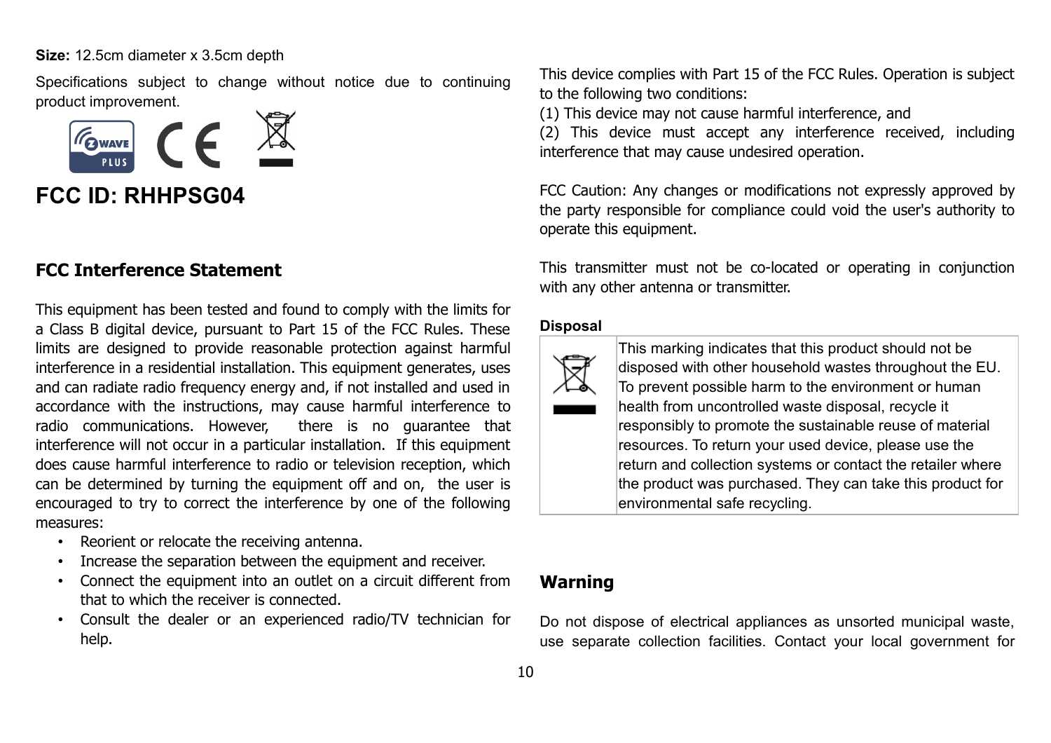**Size:** 12.5cm diameter x 3.5cm depth

Specifications subject to change without notice due to continuing product improvement.

# FCC ID: RHHPSG04

## FCC Interference Statement

This equipment has been tested and found to comply with the limits for a Class B digital device, pursuant to Part 15 of the FCC Rules. These limits are designed to provide reasonable protection against harmful interference in a residential installation. This equipment generates, uses and can radiate radio frequency energy and, if not installed and used in accordance with the instructions, may cause harmful interference to radio communications. However, there is no guarantee that interference will not occur in a particular installation. If this equipment does cause harmful interference to radio or television reception, which can be determined by turning the equipment off and on, the user is encouraged to try to correct the interference by one of the following measures:

- Reorient or relocate the receiving antenna.
- Increase the separation between the equipment and receiver.
- Connect the equipment into an outlet on a circuit different from that to which the receiver is connected.
- Consult the dealer or an experienced radio/TV technician for help.

This device complies with Part 15 of the FCC Rules. Operation is subject to the following two conditions:
(1) This device may not cause harmful interference, and
(2) This device must accept any interference received, including interference that may cause undesired operation.

FCC Caution: Any changes or modifications not expressly approved by the party responsible for compliance could void the user's authority to operate this equipment.

This transmitter must not be co-located or operating in conjunction with any other antenna or transmitter.

**Disposal**

| | |
|---|---|
| | This marking indicates that this product should not be disposed with other household wastes throughout the EU. To prevent possible harm to the environment or human health from uncontrolled waste disposal, recycle it responsibly to promote the sustainable reuse of material resources. To return your used device, please use the return and collection systems or contact the retailer where the product was purchased. They can take this product for environmental safe recycling. |

## Warning

Do not dispose of electrical appliances as unsorted municipal waste, use separate collection facilities. Contact your local government for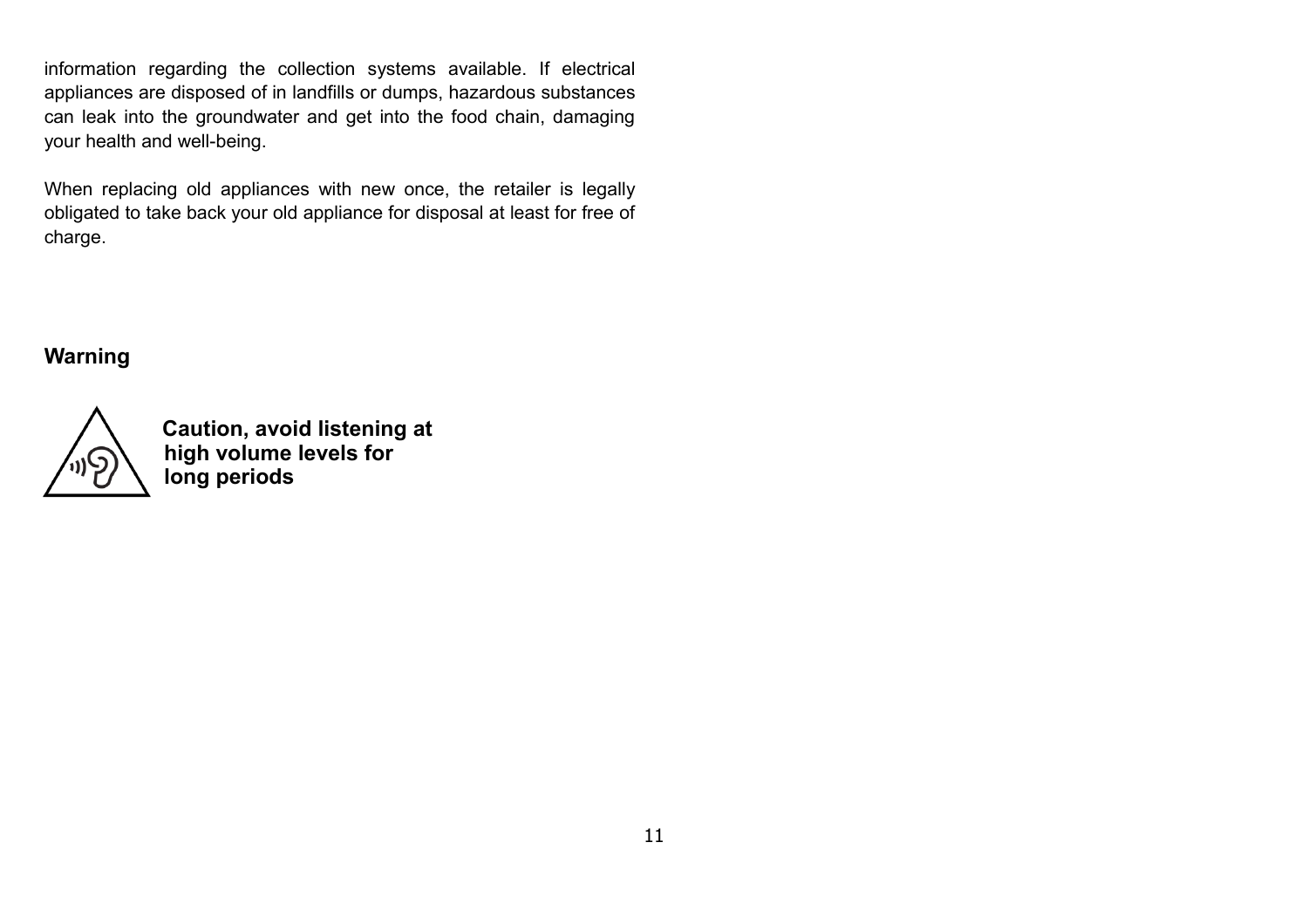information regarding the collection systems available. If electrical appliances are disposed of in landfills or dumps, hazardous substances can leak into the groundwater and get into the food chain, damaging your health and well-being.

When replacing old appliances with new once, the retailer is legally obligated to take back your old appliance for disposal at least for free of charge.

## Warning

**Caution, avoid listening at high volume levels for long periods**